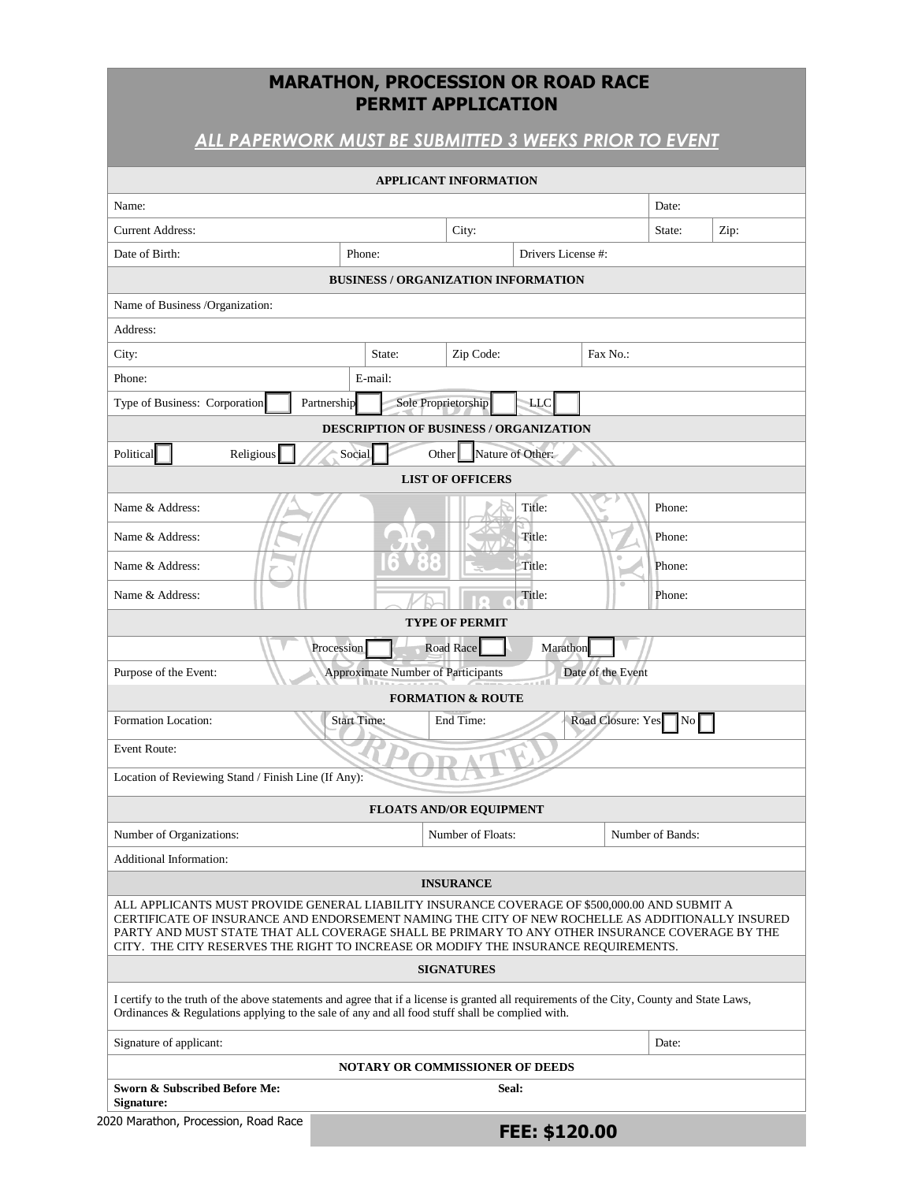# MARATHON, PROCESSION OR ROAD RACE PERMIT APPLICATION

## *ALL PAPERWORK MUST BE SUBMITTED 3 WEEKS PRIOR TO EVENT*

### APPLICANT INFORMATION

| | | | | |
|---|---|---|---|---|
| Name: | | | Date: | |
| Current Address: | | City: | State: | Zip: |
| Date of Birth: | Phone: | Drivers License #: | | |

### BUSINESS / ORGANIZATION INFORMATION

| | | | |
|---|---|---|---|
| Name of Business /Organization: | | | |
| Address: | | | |
| City: | State: | Zip Code: | Fax No.: |
| Phone: | E-mail: | | |

Type of Business: Corporation ☐ Partnership ☐ Sole Proprietorship ☐ LLC ☐

### DESCRIPTION OF BUSINESS / ORGANIZATION

Political ☐ Religious ☐ Social ☐ Other ☐ Nature of Other:

### LIST OF OFFICERS

| Name & Address: | Title: | Phone: |
|---|---|---|
| Name & Address: | Title: | Phone: |
| Name & Address: | Title: | Phone: |
| Name & Address: | Title: | Phone: |

### TYPE OF PERMIT

Procession ☐ Road Race ☐ Marathon ☐

| Purpose of the Event: | Approximate Number of Participants | Date of the Event |
|---|---|---|

### FORMATION & ROUTE

| Formation Location: | Start Time: | End Time: | Road Closure: Yes ☐ No ☐ |
|---|---|---|---|

Event Route:

Location of Reviewing Stand / Finish Line (If Any):

### FLOATS AND/OR EQUIPMENT

| Number of Organizations: | Number of Floats: | Number of Bands: |
|---|---|---|

Additional Information:

### INSURANCE

ALL APPLICANTS MUST PROVIDE GENERAL LIABILITY INSURANCE COVERAGE OF $500,000.00 AND SUBMIT A CERTIFICATE OF INSURANCE AND ENDORSEMENT NAMING THE CITY OF NEW ROCHELLE AS ADDITIONALLY INSURED PARTY AND MUST STATE THAT ALL COVERAGE SHALL BE PRIMARY TO ANY OTHER INSURANCE COVERAGE BY THE CITY. THE CITY RESERVES THE RIGHT TO INCREASE OR MODIFY THE INSURANCE REQUIREMENTS.

### SIGNATURES

I certify to the truth of the above statements and agree that if a license is granted all requirements of the City, County and State Laws, Ordinances & Regulations applying to the sale of any and all food stuff shall be complied with.

| Signature of applicant: | Date: |
|---|---|

### NOTARY OR COMMISSIONER OF DEEDS

**Sworn & Subscribed Before Me:** **Seal:**

**Signature:**

2020 Marathon, Procession, Road Race

**FEE: $120.00**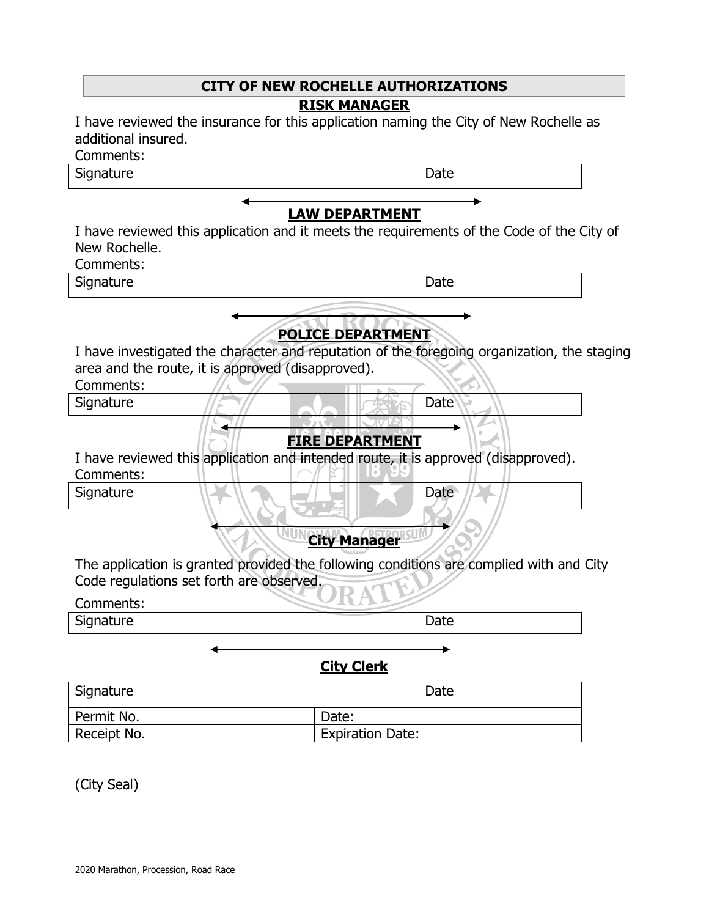## CITY OF NEW ROCHELLE AUTHORIZATIONS

### RISK MANAGER

I have reviewed the insurance for this application naming the City of New Rochelle as additional insured.

Comments:

| | |
|---|---|
| Signature | Date |

### LAW DEPARTMENT

I have reviewed this application and it meets the requirements of the Code of the City of New Rochelle.

Comments:

| | |
|---|---|
| Signature | Date |

### POLICE DEPARTMENT

I have investigated the character and reputation of the foregoing organization, the staging area and the route, it is approved (disapproved).

Comments:

| | |
|---|---|
| Signature | Date |

### FIRE DEPARTMENT

I have reviewed this application and intended route, it is approved (disapproved).

Comments:

| | |
|---|---|
| Signature | Date |

### City Manager

The application is granted provided the following conditions are complied with and City Code regulations set forth are observed.

Comments:

| | |
|---|---|
| Signature | Date |

### City Clerk

| | |
|---|---|
| Signature | Date |
| Permit No. | Date: |
| Receipt No. | Expiration Date: |

(City Seal)

2020 Marathon, Procession, Road Race